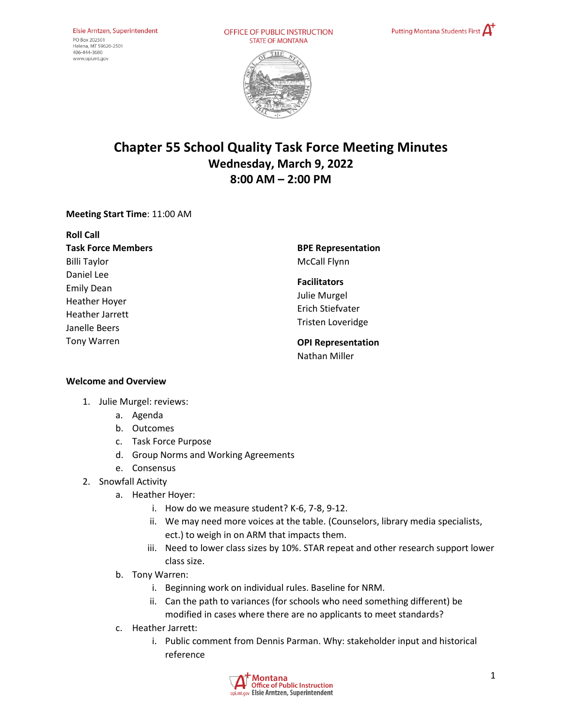Elsie Arntzen, Superintendent
PO Box 202501
Helena, MT 59620-2501
406-444-3680
www.opi.mt.gov

OFFICE OF PUBLIC INSTRUCTION
STATE OF MONTANA

Putting Montana Students First

# Chapter 55 School Quality Task Force Meeting Minutes
## Wednesday, March 9, 2022
## 8:00 AM – 2:00 PM

**Meeting Start Time**: 11:00 AM

**Roll Call**

**Task Force Members**
Billi Taylor
Daniel Lee
Emily Dean
Heather Hoyer
Heather Jarrett
Janelle Beers
Tony Warren

**BPE Representation**
McCall Flynn

**Facilitators**
Julie Murgel
Erich Stiefvater
Tristen Loveridge

**OPI Representation**
Nathan Miller

**Welcome and Overview**

1. Julie Murgel: reviews:
   a. Agenda
   b. Outcomes
   c. Task Force Purpose
   d. Group Norms and Working Agreements
   e. Consensus
2. Snowfall Activity
   a. Heather Hoyer:
      i. How do we measure student? K-6, 7-8, 9-12.
      ii. We may need more voices at the table. (Counselors, library media specialists, ect.) to weigh in on ARM that impacts them.
      iii. Need to lower class sizes by 10%. STAR repeat and other research support lower class size.
   b. Tony Warren:
      i. Beginning work on individual rules. Baseline for NRM.
      ii. Can the path to variances (for schools who need something different) be modified in cases where there are no applicants to meet standards?
   c. Heather Jarrett:
      i. Public comment from Dennis Parman. Why: stakeholder input and historical reference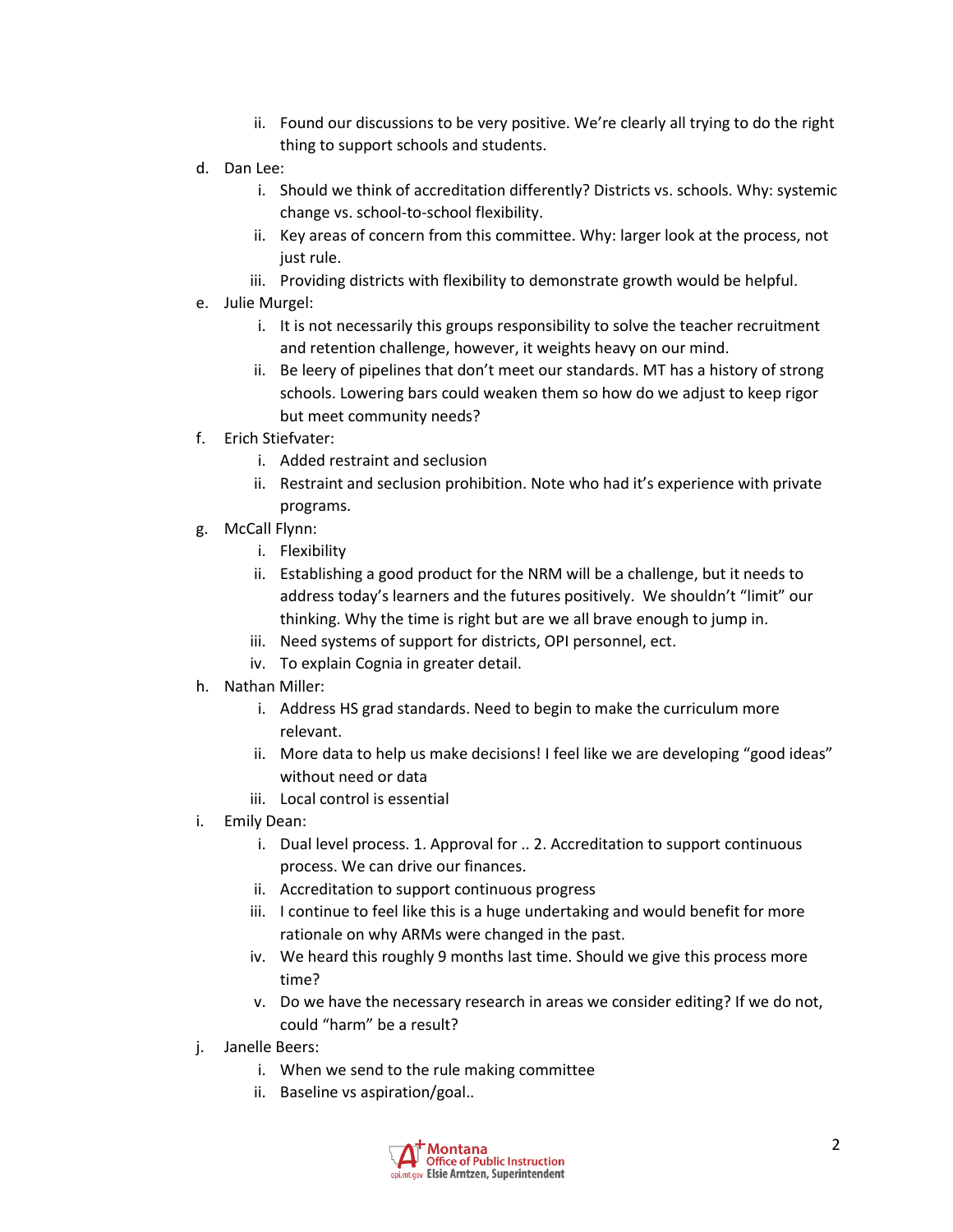ii. Found our discussions to be very positive. We're clearly all trying to do the right thing to support schools and students.

d. Dan Lee:
   i. Should we think of accreditation differently? Districts vs. schools. Why: systemic change vs. school-to-school flexibility.
   ii. Key areas of concern from this committee. Why: larger look at the process, not just rule.
   iii. Providing districts with flexibility to demonstrate growth would be helpful.

e. Julie Murgel:
   i. It is not necessarily this groups responsibility to solve the teacher recruitment and retention challenge, however, it weights heavy on our mind.
   ii. Be leery of pipelines that don't meet our standards. MT has a history of strong schools. Lowering bars could weaken them so how do we adjust to keep rigor but meet community needs?

f. Erich Stiefvater:
   i. Added restraint and seclusion
   ii. Restraint and seclusion prohibition. Note who had it's experience with private programs.

g. McCall Flynn:
   i. Flexibility
   ii. Establishing a good product for the NRM will be a challenge, but it needs to address today's learners and the futures positively. We shouldn't "limit" our thinking. Why the time is right but are we all brave enough to jump in.
   iii. Need systems of support for districts, OPI personnel, ect.
   iv. To explain Cognia in greater detail.

h. Nathan Miller:
   i. Address HS grad standards. Need to begin to make the curriculum more relevant.
   ii. More data to help us make decisions! I feel like we are developing "good ideas" without need or data
   iii. Local control is essential

i. Emily Dean:
   i. Dual level process. 1. Approval for .. 2. Accreditation to support continuous process. We can drive our finances.
   ii. Accreditation to support continuous progress
   iii. I continue to feel like this is a huge undertaking and would benefit for more rationale on why ARMs were changed in the past.
   iv. We heard this roughly 9 months last time. Should we give this process more time?
   v. Do we have the necessary research in areas we consider editing? If we do not, could "harm" be a result?

j. Janelle Beers:
   i. When we send to the rule making committee
   ii. Baseline vs aspiration/goal..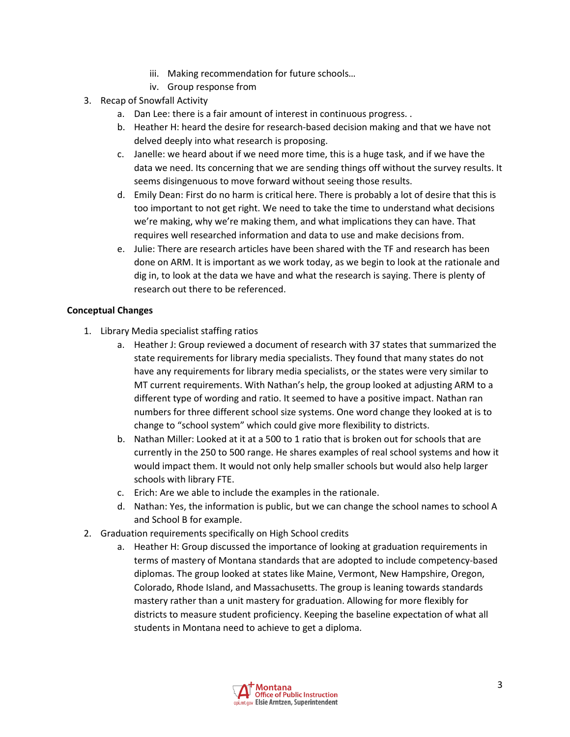iii. Making recommendation for future schools…
   iv. Group response from

3. Recap of Snowfall Activity
   a. Dan Lee: there is a fair amount of interest in continuous progress. .
   b. Heather H: heard the desire for research-based decision making and that we have not delved deeply into what research is proposing.
   c. Janelle: we heard about if we need more time, this is a huge task, and if we have the data we need. Its concerning that we are sending things off without the survey results. It seems disingenuous to move forward without seeing those results.
   d. Emily Dean: First do no harm is critical here. There is probably a lot of desire that this is too important to not get right. We need to take the time to understand what decisions we're making, why we're making them, and what implications they can have. That requires well researched information and data to use and make decisions from.
   e. Julie: There are research articles have been shared with the TF and research has been done on ARM. It is important as we work today, as we begin to look at the rationale and dig in, to look at the data we have and what the research is saying. There is plenty of research out there to be referenced.

**Conceptual Changes**

1. Library Media specialist staffing ratios
   a. Heather J: Group reviewed a document of research with 37 states that summarized the state requirements for library media specialists. They found that many states do not have any requirements for library media specialists, or the states were very similar to MT current requirements. With Nathan's help, the group looked at adjusting ARM to a different type of wording and ratio. It seemed to have a positive impact. Nathan ran numbers for three different school size systems. One word change they looked at is to change to "school system" which could give more flexibility to districts.
   b. Nathan Miller: Looked at it at a 500 to 1 ratio that is broken out for schools that are currently in the 250 to 500 range. He shares examples of real school systems and how it would impact them. It would not only help smaller schools but would also help larger schools with library FTE.
   c. Erich: Are we able to include the examples in the rationale.
   d. Nathan: Yes, the information is public, but we can change the school names to school A and School B for example.
2. Graduation requirements specifically on High School credits
   a. Heather H: Group discussed the importance of looking at graduation requirements in terms of mastery of Montana standards that are adopted to include competency-based diplomas. The group looked at states like Maine, Vermont, New Hampshire, Oregon, Colorado, Rhode Island, and Massachusetts. The group is leaning towards standards mastery rather than a unit mastery for graduation. Allowing for more flexibly for districts to measure student proficiency. Keeping the baseline expectation of what all students in Montana need to achieve to get a diploma.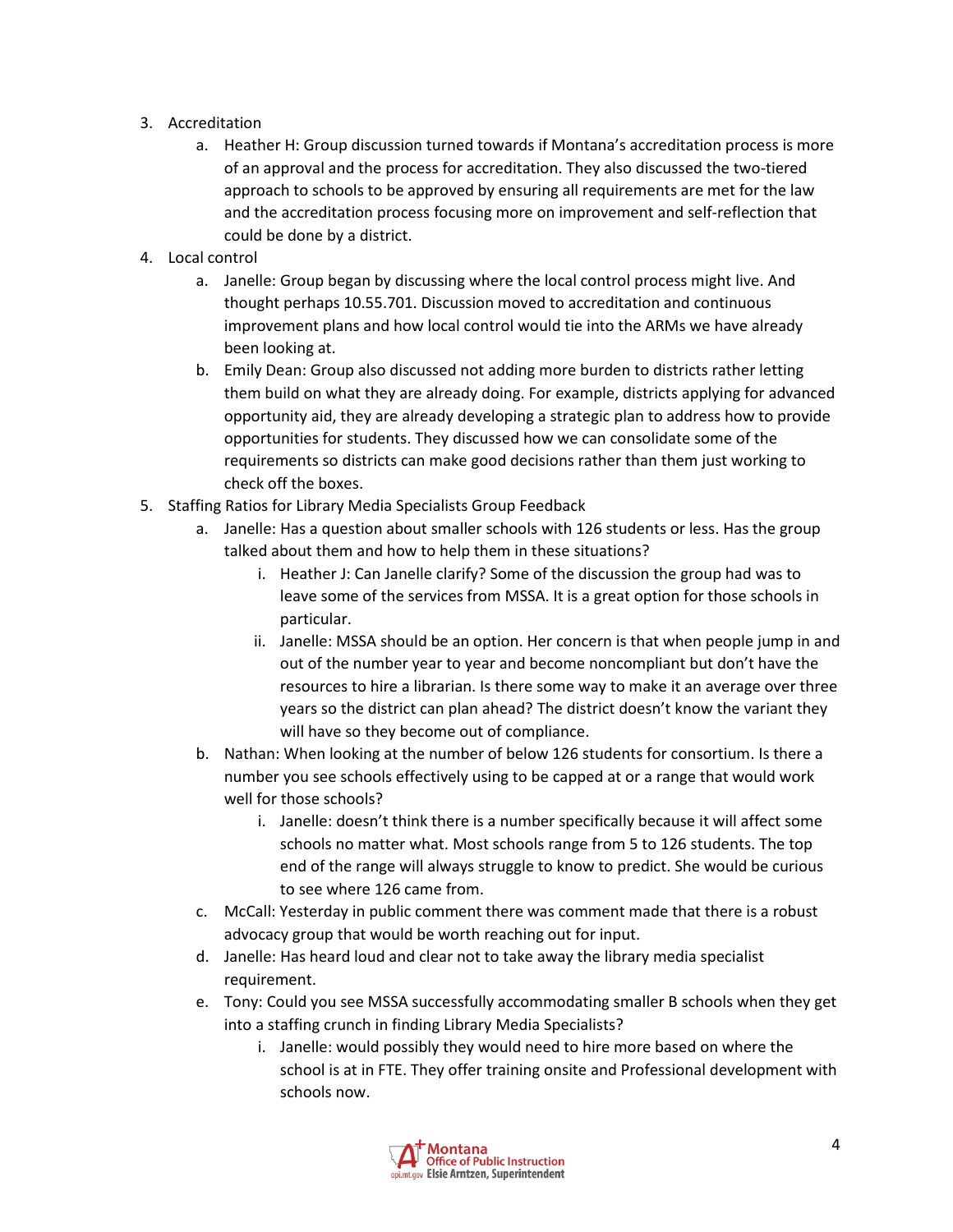3. Accreditation
    a. Heather H: Group discussion turned towards if Montana's accreditation process is more of an approval and the process for accreditation. They also discussed the two-tiered approach to schools to be approved by ensuring all requirements are met for the law and the accreditation process focusing more on improvement and self-reflection that could be done by a district.
4. Local control
    a. Janelle: Group began by discussing where the local control process might live. And thought perhaps 10.55.701. Discussion moved to accreditation and continuous improvement plans and how local control would tie into the ARMs we have already been looking at.
    b. Emily Dean: Group also discussed not adding more burden to districts rather letting them build on what they are already doing. For example, districts applying for advanced opportunity aid, they are already developing a strategic plan to address how to provide opportunities for students. They discussed how we can consolidate some of the requirements so districts can make good decisions rather than them just working to check off the boxes.
5. Staffing Ratios for Library Media Specialists Group Feedback
    a. Janelle: Has a question about smaller schools with 126 students or less. Has the group talked about them and how to help them in these situations?
        i. Heather J: Can Janelle clarify? Some of the discussion the group had was to leave some of the services from MSSA. It is a great option for those schools in particular.
        ii. Janelle: MSSA should be an option. Her concern is that when people jump in and out of the number year to year and become noncompliant but don't have the resources to hire a librarian. Is there some way to make it an average over three years so the district can plan ahead? The district doesn't know the variant they will have so they become out of compliance.
    b. Nathan: When looking at the number of below 126 students for consortium. Is there a number you see schools effectively using to be capped at or a range that would work well for those schools?
        i. Janelle: doesn't think there is a number specifically because it will affect some schools no matter what. Most schools range from 5 to 126 students. The top end of the range will always struggle to know to predict. She would be curious to see where 126 came from.
    c. McCall: Yesterday in public comment there was comment made that there is a robust advocacy group that would be worth reaching out for input.
    d. Janelle: Has heard loud and clear not to take away the library media specialist requirement.
    e. Tony: Could you see MSSA successfully accommodating smaller B schools when they get into a staffing crunch in finding Library Media Specialists?
        i. Janelle: would possibly they would need to hire more based on where the school is at in FTE. They offer training onsite and Professional development with schools now.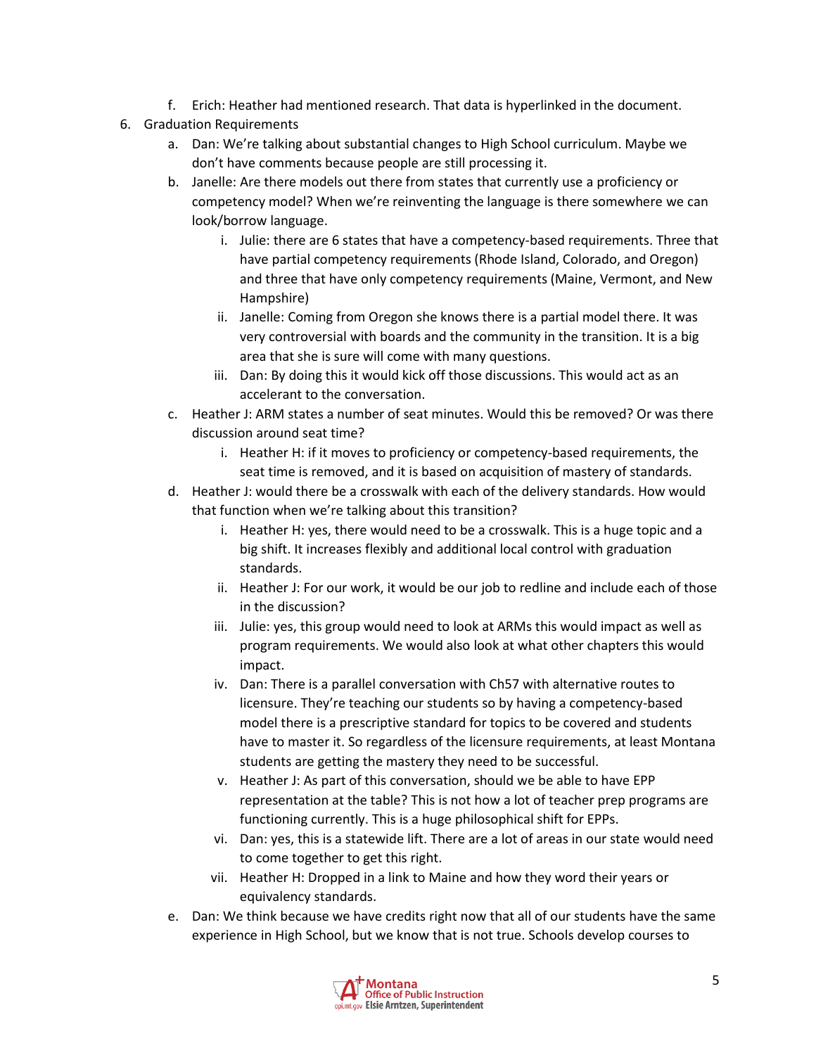f. Erich: Heather had mentioned research. That data is hyperlinked in the document.

6. Graduation Requirements
   a. Dan: We're talking about substantial changes to High School curriculum. Maybe we don't have comments because people are still processing it.
   b. Janelle: Are there models out there from states that currently use a proficiency or competency model? When we're reinventing the language is there somewhere we can look/borrow language.
      i. Julie: there are 6 states that have a competency-based requirements. Three that have partial competency requirements (Rhode Island, Colorado, and Oregon) and three that have only competency requirements (Maine, Vermont, and New Hampshire)
      ii. Janelle: Coming from Oregon she knows there is a partial model there. It was very controversial with boards and the community in the transition. It is a big area that she is sure will come with many questions.
      iii. Dan: By doing this it would kick off those discussions. This would act as an accelerant to the conversation.
   c. Heather J: ARM states a number of seat minutes. Would this be removed? Or was there discussion around seat time?
      i. Heather H: if it moves to proficiency or competency-based requirements, the seat time is removed, and it is based on acquisition of mastery of standards.
   d. Heather J: would there be a crosswalk with each of the delivery standards. How would that function when we're talking about this transition?
      i. Heather H: yes, there would need to be a crosswalk. This is a huge topic and a big shift. It increases flexibly and additional local control with graduation standards.
      ii. Heather J: For our work, it would be our job to redline and include each of those in the discussion?
      iii. Julie: yes, this group would need to look at ARMs this would impact as well as program requirements. We would also look at what other chapters this would impact.
      iv. Dan: There is a parallel conversation with Ch57 with alternative routes to licensure. They're teaching our students so by having a competency-based model there is a prescriptive standard for topics to be covered and students have to master it. So regardless of the licensure requirements, at least Montana students are getting the mastery they need to be successful.
      v. Heather J: As part of this conversation, should we be able to have EPP representation at the table? This is not how a lot of teacher prep programs are functioning currently. This is a huge philosophical shift for EPPs.
      vi. Dan: yes, this is a statewide lift. There are a lot of areas in our state would need to come together to get this right.
      vii. Heather H: Dropped in a link to Maine and how they word their years or equivalency standards.
   e. Dan: We think because we have credits right now that all of our students have the same experience in High School, but we know that is not true. Schools develop courses to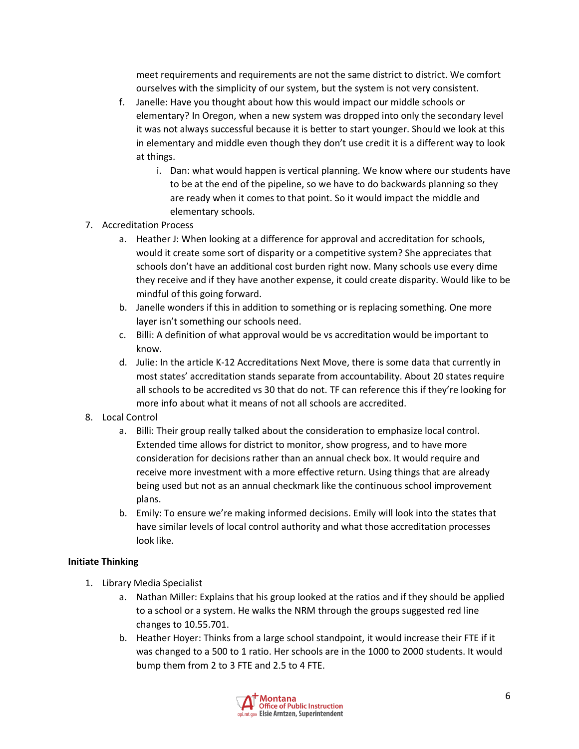meet requirements and requirements are not the same district to district. We comfort ourselves with the simplicity of our system, but the system is not very consistent.

f. Janelle: Have you thought about how this would impact our middle schools or elementary? In Oregon, when a new system was dropped into only the secondary level it was not always successful because it is better to start younger. Should we look at this in elementary and middle even though they don't use credit it is a different way to look at things.
   i. Dan: what would happen is vertical planning. We know where our students have to be at the end of the pipeline, so we have to do backwards planning so they are ready when it comes to that point. So it would impact the middle and elementary schools.

7. Accreditation Process
   a. Heather J: When looking at a difference for approval and accreditation for schools, would it create some sort of disparity or a competitive system? She appreciates that schools don't have an additional cost burden right now. Many schools use every dime they receive and if they have another expense, it could create disparity. Would like to be mindful of this going forward.
   b. Janelle wonders if this in addition to something or is replacing something. One more layer isn't something our schools need.
   c. Billi: A definition of what approval would be vs accreditation would be important to know.
   d. Julie: In the article K-12 Accreditations Next Move, there is some data that currently in most states' accreditation stands separate from accountability. About 20 states require all schools to be accredited vs 30 that do not. TF can reference this if they're looking for more info about what it means of not all schools are accredited.

8. Local Control
   a. Billi: Their group really talked about the consideration to emphasize local control. Extended time allows for district to monitor, show progress, and to have more consideration for decisions rather than an annual check box. It would require and receive more investment with a more effective return. Using things that are already being used but not as an annual checkmark like the continuous school improvement plans.
   b. Emily: To ensure we're making informed decisions. Emily will look into the states that have similar levels of local control authority and what those accreditation processes look like.

**Initiate Thinking**

1. Library Media Specialist
   a. Nathan Miller: Explains that his group looked at the ratios and if they should be applied to a school or a system. He walks the NRM through the groups suggested red line changes to 10.55.701.
   b. Heather Hoyer: Thinks from a large school standpoint, it would increase their FTE if it was changed to a 500 to 1 ratio. Her schools are in the 1000 to 2000 students. It would bump them from 2 to 3 FTE and 2.5 to 4 FTE.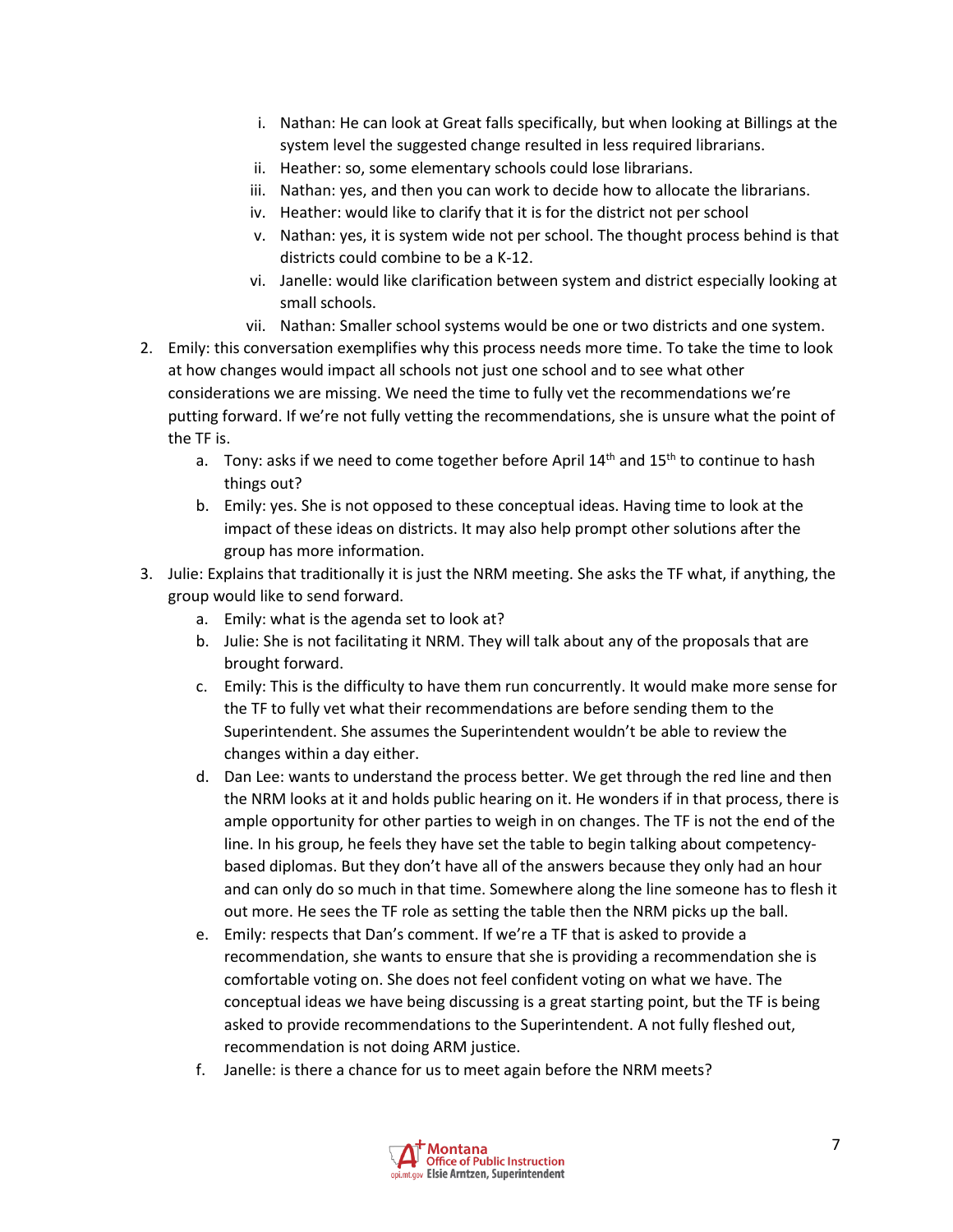i. Nathan: He can look at Great falls specifically, but when looking at Billings at the system level the suggested change resulted in less required librarians.
   ii. Heather: so, some elementary schools could lose librarians.
   iii. Nathan: yes, and then you can work to decide how to allocate the librarians.
   iv. Heather: would like to clarify that it is for the district not per school
   v. Nathan: yes, it is system wide not per school. The thought process behind is that districts could combine to be a K-12.
   vi. Janelle: would like clarification between system and district especially looking at small schools.
   vii. Nathan: Smaller school systems would be one or two districts and one system.

2. Emily: this conversation exemplifies why this process needs more time. To take the time to look at how changes would impact all schools not just one school and to see what other considerations we are missing. We need the time to fully vet the recommendations we're putting forward. If we're not fully vetting the recommendations, she is unsure what the point of the TF is.
   a. Tony: asks if we need to come together before April 14th and 15th to continue to hash things out?
   b. Emily: yes. She is not opposed to these conceptual ideas. Having time to look at the impact of these ideas on districts. It may also help prompt other solutions after the group has more information.
3. Julie: Explains that traditionally it is just the NRM meeting. She asks the TF what, if anything, the group would like to send forward.
   a. Emily: what is the agenda set to look at?
   b. Julie: She is not facilitating it NRM. They will talk about any of the proposals that are brought forward.
   c. Emily: This is the difficulty to have them run concurrently. It would make more sense for the TF to fully vet what their recommendations are before sending them to the Superintendent. She assumes the Superintendent wouldn't be able to review the changes within a day either.
   d. Dan Lee: wants to understand the process better. We get through the red line and then the NRM looks at it and holds public hearing on it. He wonders if in that process, there is ample opportunity for other parties to weigh in on changes. The TF is not the end of the line. In his group, he feels they have set the table to begin talking about competency-based diplomas. But they don't have all of the answers because they only had an hour and can only do so much in that time. Somewhere along the line someone has to flesh it out more. He sees the TF role as setting the table then the NRM picks up the ball.
   e. Emily: respects that Dan's comment. If we're a TF that is asked to provide a recommendation, she wants to ensure that she is providing a recommendation she is comfortable voting on. She does not feel confident voting on what we have. The conceptual ideas we have being discussing is a great starting point, but the TF is being asked to provide recommendations to the Superintendent. A not fully fleshed out, recommendation is not doing ARM justice.
   f. Janelle: is there a chance for us to meet again before the NRM meets?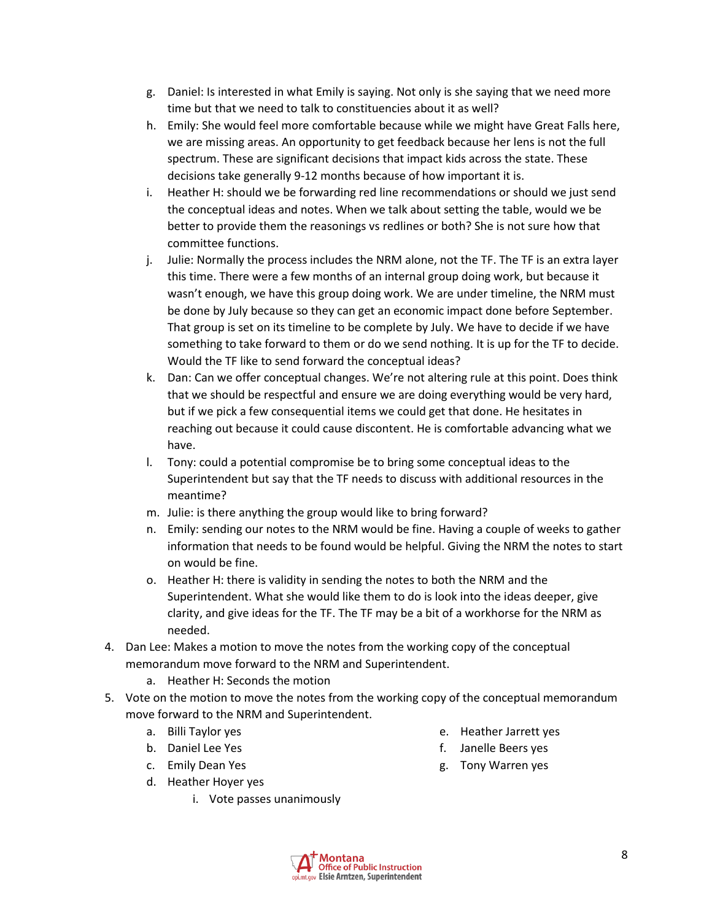g. Daniel: Is interested in what Emily is saying. Not only is she saying that we need more time but that we need to talk to constituencies about it as well?
   h. Emily: She would feel more comfortable because while we might have Great Falls here, we are missing areas. An opportunity to get feedback because her lens is not the full spectrum. These are significant decisions that impact kids across the state. These decisions take generally 9-12 months because of how important it is.
   i. Heather H: should we be forwarding red line recommendations or should we just send the conceptual ideas and notes. When we talk about setting the table, would we be better to provide them the reasonings vs redlines or both? She is not sure how that committee functions.
   j. Julie: Normally the process includes the NRM alone, not the TF. The TF is an extra layer this time. There were a few months of an internal group doing work, but because it wasn't enough, we have this group doing work. We are under timeline, the NRM must be done by July because so they can get an economic impact done before September. That group is set on its timeline to be complete by July. We have to decide if we have something to take forward to them or do we send nothing. It is up for the TF to decide. Would the TF like to send forward the conceptual ideas?
   k. Dan: Can we offer conceptual changes. We're not altering rule at this point. Does think that we should be respectful and ensure we are doing everything would be very hard, but if we pick a few consequential items we could get that done. He hesitates in reaching out because it could cause discontent. He is comfortable advancing what we have.
   l. Tony: could a potential compromise be to bring some conceptual ideas to the Superintendent but say that the TF needs to discuss with additional resources in the meantime?
   m. Julie: is there anything the group would like to bring forward?
   n. Emily: sending our notes to the NRM would be fine. Having a couple of weeks to gather information that needs to be found would be helpful. Giving the NRM the notes to start on would be fine.
   o. Heather H: there is validity in sending the notes to both the NRM and the Superintendent. What she would like them to do is look into the ideas deeper, give clarity, and give ideas for the TF. The TF may be a bit of a workhorse for the NRM as needed.

4. Dan Lee: Makes a motion to move the notes from the working copy of the conceptual memorandum move forward to the NRM and Superintendent.
   a. Heather H: Seconds the motion
5. Vote on the motion to move the notes from the working copy of the conceptual memorandum move forward to the NRM and Superintendent.
   a. Billi Taylor yes
   b. Daniel Lee Yes
   c. Emily Dean Yes
   d. Heather Hoyer yes
   e. Heather Jarrett yes
   f. Janelle Beers yes
   g. Tony Warren yes
      i. Vote passes unanimously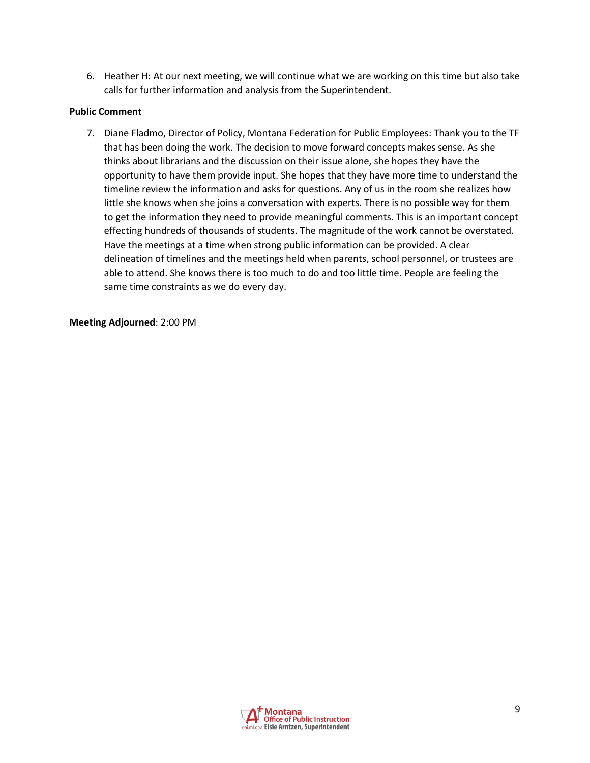6. Heather H: At our next meeting, we will continue what we are working on this time but also take calls for further information and analysis from the Superintendent.

**Public Comment**

7. Diane Fladmo, Director of Policy, Montana Federation for Public Employees: Thank you to the TF that has been doing the work. The decision to move forward concepts makes sense. As she thinks about librarians and the discussion on their issue alone, she hopes they have the opportunity to have them provide input. She hopes that they have more time to understand the timeline review the information and asks for questions. Any of us in the room she realizes how little she knows when she joins a conversation with experts. There is no possible way for them to get the information they need to provide meaningful comments. This is an important concept effecting hundreds of thousands of students. The magnitude of the work cannot be overstated. Have the meetings at a time when strong public information can be provided. A clear delineation of timelines and the meetings held when parents, school personnel, or trustees are able to attend. She knows there is too much to do and too little time. People are feeling the same time constraints as we do every day.

**Meeting Adjourned**: 2:00 PM